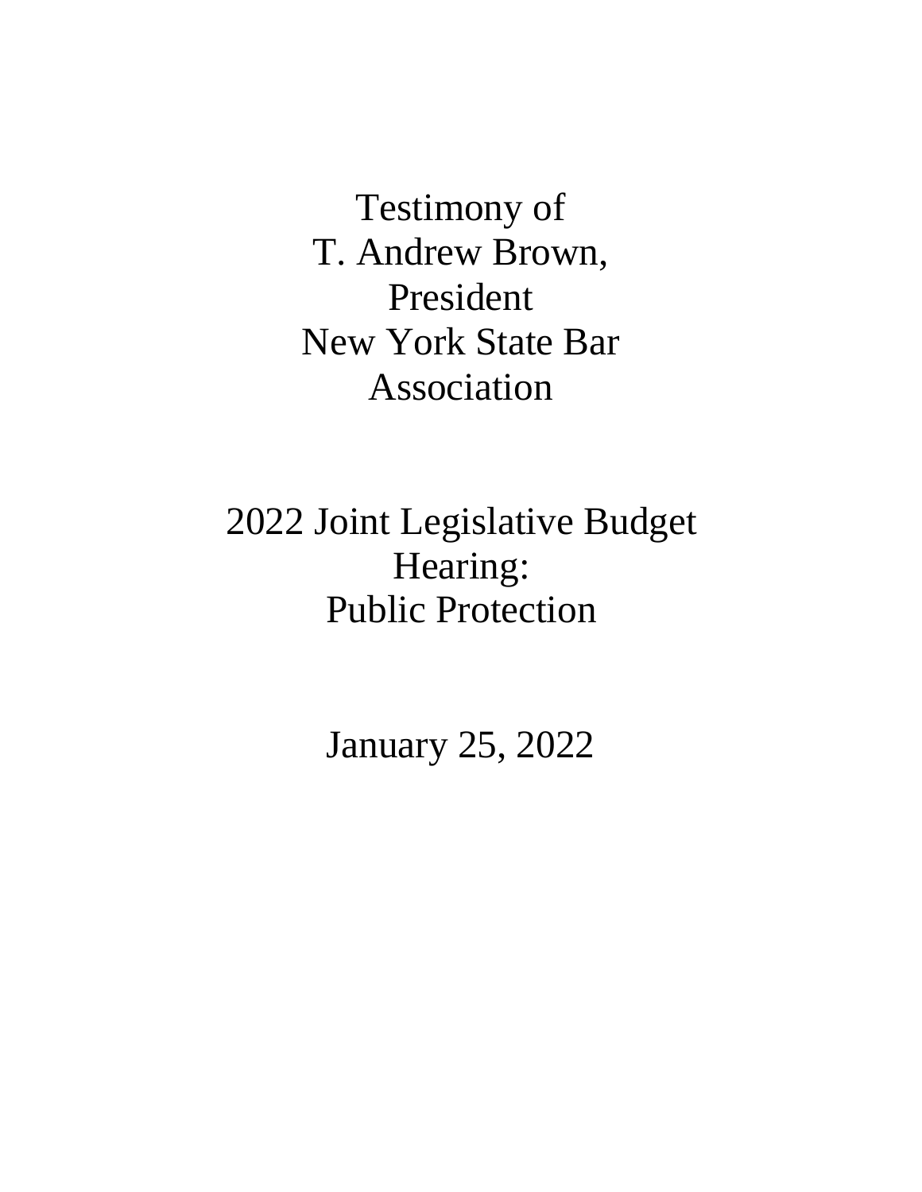# Testimony of T. Andrew Brown, President New York State Bar Association

## 2022 Joint Legislative Budget Hearing: Public Protection

January 25, 2022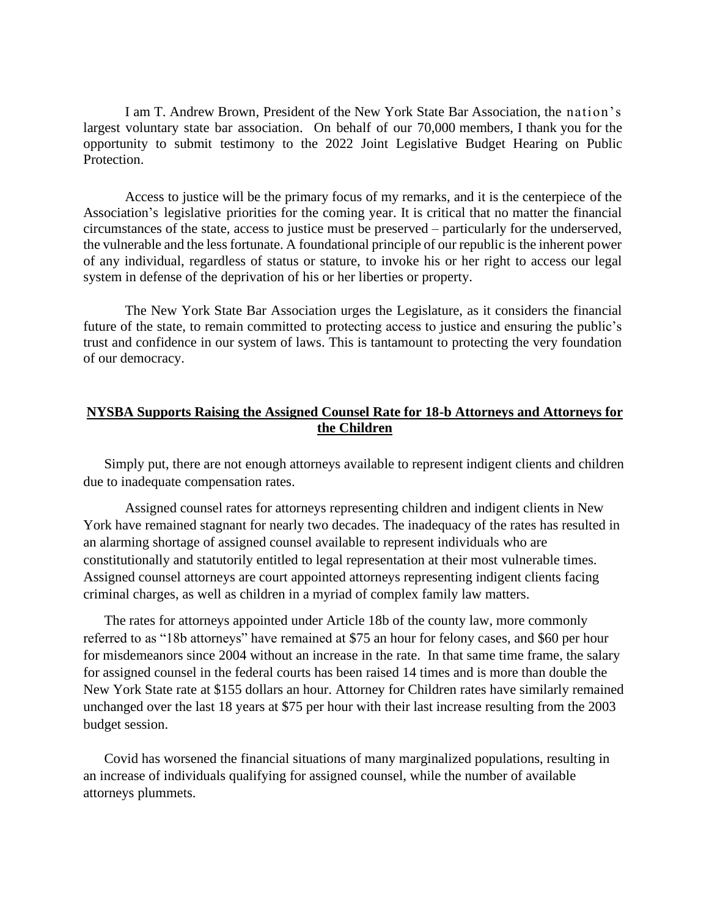I am T. Andrew Brown, President of the New York State Bar Association, the nation's largest voluntary state bar association. On behalf of our 70,000 members, I thank you for the opportunity to submit testimony to the 2022 Joint Legislative Budget Hearing on Public Protection.

Access to justice will be the primary focus of my remarks, and it is the centerpiece of the Association's legislative priorities for the coming year. It is critical that no matter the financial circumstances of the state, access to justice must be preserved – particularly for the underserved, the vulnerable and the less fortunate. A foundational principle of our republic is the inherent power of any individual, regardless of status or stature, to invoke his or her right to access our legal system in defense of the deprivation of his or her liberties or property.

The New York State Bar Association urges the Legislature, as it considers the financial future of the state, to remain committed to protecting access to justice and ensuring the public's trust and confidence in our system of laws. This is tantamount to protecting the very foundation of our democracy.

## NYSBA Supports Raising the Assigned Counsel Rate for 18-b Attorneys and Attorneys for the Children

Simply put, there are not enough attorneys available to represent indigent clients and children due to inadequate compensation rates.

Assigned counsel rates for attorneys representing children and indigent clients in New York have remained stagnant for nearly two decades. The inadequacy of the rates has resulted in an alarming shortage of assigned counsel available to represent individuals who are constitutionally and statutorily entitled to legal representation at their most vulnerable times. Assigned counsel attorneys are court appointed attorneys representing indigent clients facing criminal charges, as well as children in a myriad of complex family law matters.

The rates for attorneys appointed under Article 18b of the county law, more commonly referred to as "18b attorneys" have remained at $75 an hour for felony cases, and $60 per hour for misdemeanors since 2004 without an increase in the rate. In that same time frame, the salary for assigned counsel in the federal courts has been raised 14 times and is more than double the New York State rate at $155 dollars an hour. Attorney for Children rates have similarly remained unchanged over the last 18 years at $75 per hour with their last increase resulting from the 2003 budget session.

Covid has worsened the financial situations of many marginalized populations, resulting in an increase of individuals qualifying for assigned counsel, while the number of available attorneys plummets.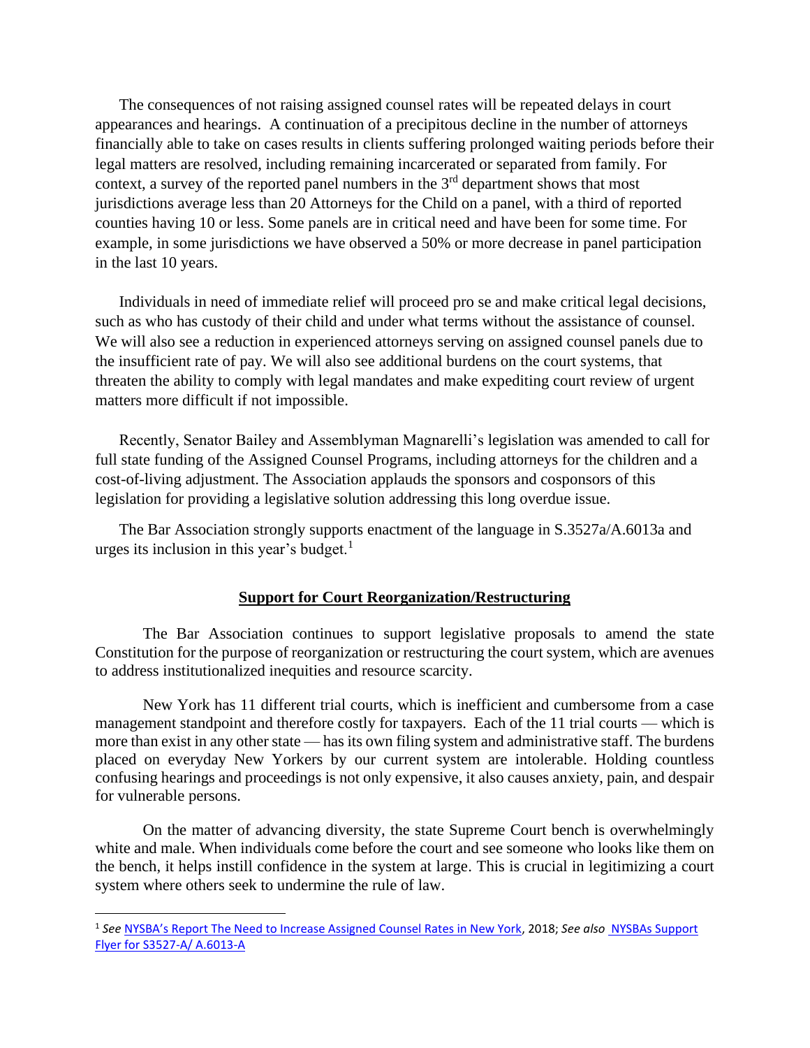The consequences of not raising assigned counsel rates will be repeated delays in court appearances and hearings. A continuation of a precipitous decline in the number of attorneys financially able to take on cases results in clients suffering prolonged waiting periods before their legal matters are resolved, including remaining incarcerated or separated from family. For context, a survey of the reported panel numbers in the 3rd department shows that most jurisdictions average less than 20 Attorneys for the Child on a panel, with a third of reported counties having 10 or less. Some panels are in critical need and have been for some time. For example, in some jurisdictions we have observed a 50% or more decrease in panel participation in the last 10 years.

Individuals in need of immediate relief will proceed pro se and make critical legal decisions, such as who has custody of their child and under what terms without the assistance of counsel. We will also see a reduction in experienced attorneys serving on assigned counsel panels due to the insufficient rate of pay. We will also see additional burdens on the court systems, that threaten the ability to comply with legal mandates and make expediting court review of urgent matters more difficult if not impossible.

Recently, Senator Bailey and Assemblyman Magnarelli's legislation was amended to call for full state funding of the Assigned Counsel Programs, including attorneys for the children and a cost-of-living adjustment. The Association applauds the sponsors and cosponsors of this legislation for providing a legislative solution addressing this long overdue issue.

The Bar Association strongly supports enactment of the language in S.3527a/A.6013a and urges its inclusion in this year's budget.[1]

## Support for Court Reorganization/Restructuring

The Bar Association continues to support legislative proposals to amend the state Constitution for the purpose of reorganization or restructuring the court system, which are avenues to address institutionalized inequities and resource scarcity.

New York has 11 different trial courts, which is inefficient and cumbersome from a case management standpoint and therefore costly for taxpayers. Each of the 11 trial courts — which is more than exist in any other state — has its own filing system and administrative staff. The burdens placed on everyday New Yorkers by our current system are intolerable. Holding countless confusing hearings and proceedings is not only expensive, it also causes anxiety, pain, and despair for vulnerable persons.

On the matter of advancing diversity, the state Supreme Court bench is overwhelmingly white and male. When individuals come before the court and see someone who looks like them on the bench, it helps instill confidence in the system at large. This is crucial in legitimizing a court system where others seek to undermine the rule of law.

---

[1] *See* NYSBA's Report The Need to Increase Assigned Counsel Rates in New York, 2018; *See also* NYSBAs Support Flyer for S3527-A/ A.6013-A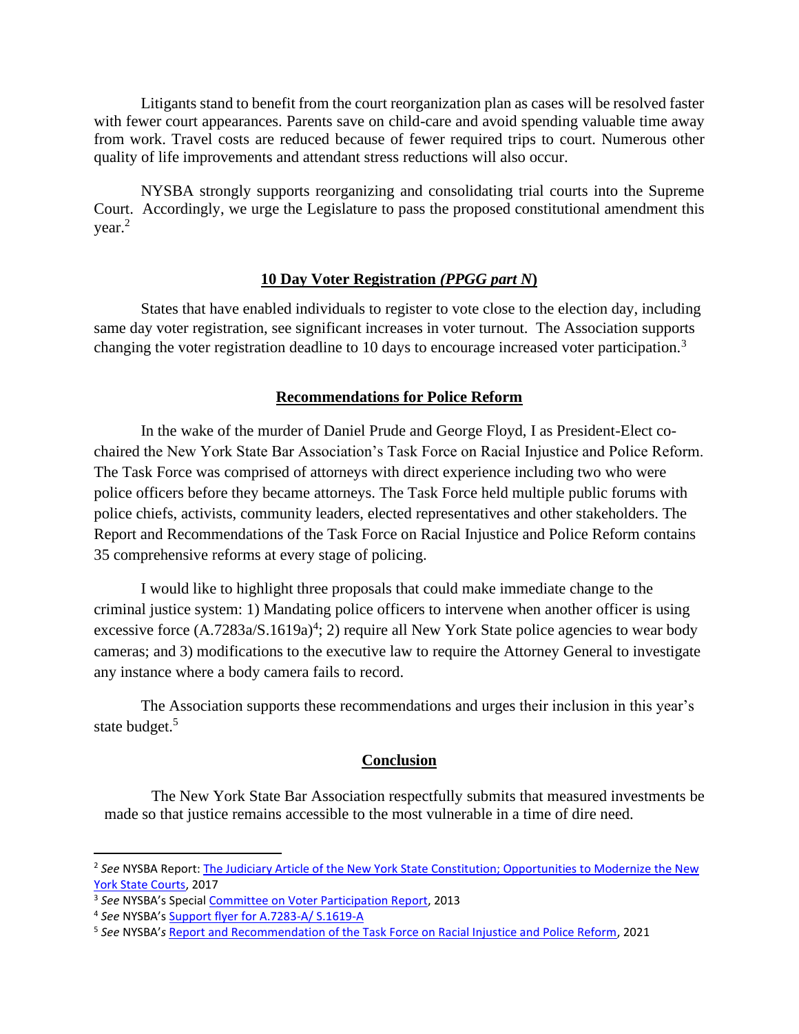Litigants stand to benefit from the court reorganization plan as cases will be resolved faster with fewer court appearances. Parents save on child-care and avoid spending valuable time away from work. Travel costs are reduced because of fewer required trips to court. Numerous other quality of life improvements and attendant stress reductions will also occur.

NYSBA strongly supports reorganizing and consolidating trial courts into the Supreme Court. Accordingly, we urge the Legislature to pass the proposed constitutional amendment this year.[2]

## **10 Day Voter Registration *(PPGG part N)***

States that have enabled individuals to register to vote close to the election day, including same day voter registration, see significant increases in voter turnout. The Association supports changing the voter registration deadline to 10 days to encourage increased voter participation.[3]

## **Recommendations for Police Reform**

In the wake of the murder of Daniel Prude and George Floyd, I as President-Elect co-chaired the New York State Bar Association's Task Force on Racial Injustice and Police Reform. The Task Force was comprised of attorneys with direct experience including two who were police officers before they became attorneys. The Task Force held multiple public forums with police chiefs, activists, community leaders, elected representatives and other stakeholders. The Report and Recommendations of the Task Force on Racial Injustice and Police Reform contains 35 comprehensive reforms at every stage of policing.

I would like to highlight three proposals that could make immediate change to the criminal justice system: 1) Mandating police officers to intervene when another officer is using excessive force (A.7283a/S.1619a)[4]; 2) require all New York State police agencies to wear body cameras; and 3) modifications to the executive law to require the Attorney General to investigate any instance where a body camera fails to record.

The Association supports these recommendations and urges their inclusion in this year's state budget.[5]

## **Conclusion**

The New York State Bar Association respectfully submits that measured investments be made so that justice remains accessible to the most vulnerable in a time of dire need.

---

[2] *See* NYSBA Report: The Judiciary Article of the New York State Constitution; Opportunities to Modernize the New York State Courts, 2017

[3] *See* NYSBA's Special Committee on Voter Participation Report, 2013

[4] *See* NYSBA's Support flyer for A.7283-A/ S.1619-A

[5] *See* NYSBA'*s* Report and Recommendation of the Task Force on Racial Injustice and Police Reform, 2021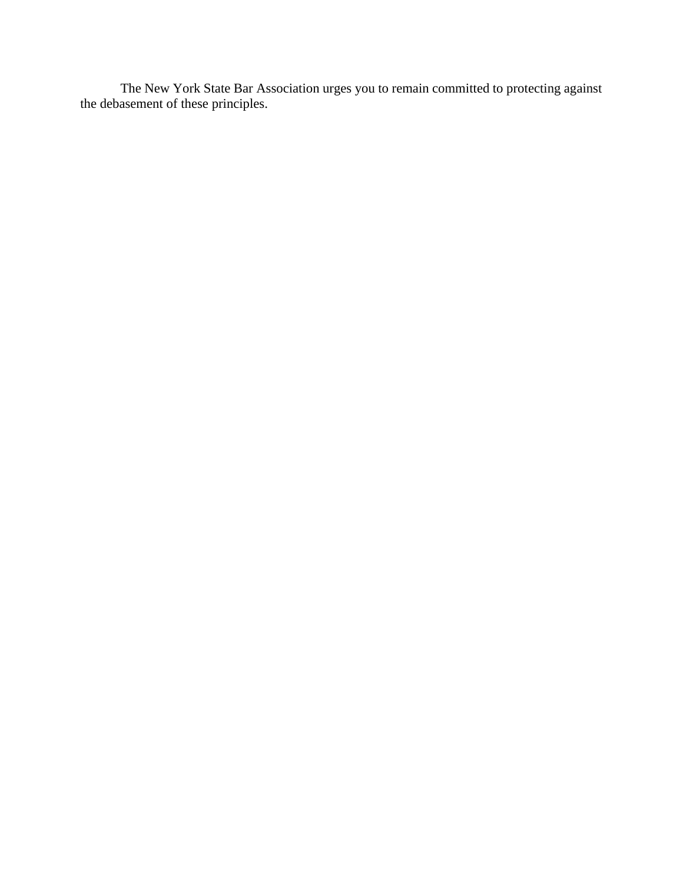The New York State Bar Association urges you to remain committed to protecting against the debasement of these principles.